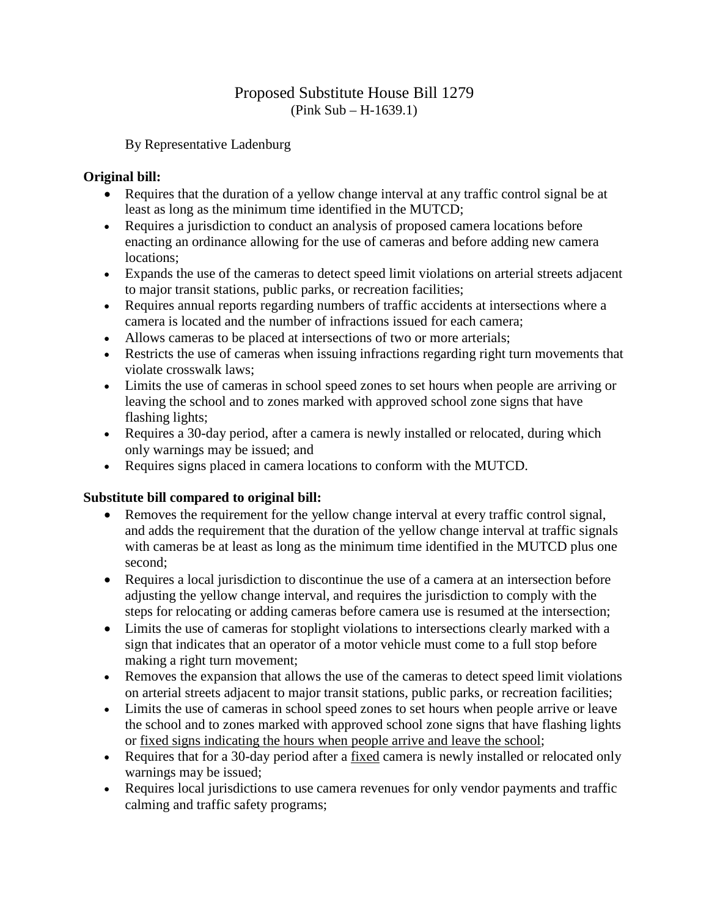# Proposed Substitute House Bill 1279
(Pink Sub – H-1639.1)

By Representative Ladenburg

**Original bill:**

- Requires that the duration of a yellow change interval at any traffic control signal be at least as long as the minimum time identified in the MUTCD;
- Requires a jurisdiction to conduct an analysis of proposed camera locations before enacting an ordinance allowing for the use of cameras and before adding new camera locations;
- Expands the use of the cameras to detect speed limit violations on arterial streets adjacent to major transit stations, public parks, or recreation facilities;
- Requires annual reports regarding numbers of traffic accidents at intersections where a camera is located and the number of infractions issued for each camera;
- Allows cameras to be placed at intersections of two or more arterials;
- Restricts the use of cameras when issuing infractions regarding right turn movements that violate crosswalk laws;
- Limits the use of cameras in school speed zones to set hours when people are arriving or leaving the school and to zones marked with approved school zone signs that have flashing lights;
- Requires a 30-day period, after a camera is newly installed or relocated, during which only warnings may be issued; and
- Requires signs placed in camera locations to conform with the MUTCD.

**Substitute bill compared to original bill:**

- Removes the requirement for the yellow change interval at every traffic control signal, and adds the requirement that the duration of the yellow change interval at traffic signals with cameras be at least as long as the minimum time identified in the MUTCD plus one second;
- Requires a local jurisdiction to discontinue the use of a camera at an intersection before adjusting the yellow change interval, and requires the jurisdiction to comply with the steps for relocating or adding cameras before camera use is resumed at the intersection;
- Limits the use of cameras for stoplight violations to intersections clearly marked with a sign that indicates that an operator of a motor vehicle must come to a full stop before making a right turn movement;
- Removes the expansion that allows the use of the cameras to detect speed limit violations on arterial streets adjacent to major transit stations, public parks, or recreation facilities;
- Limits the use of cameras in school speed zones to set hours when people arrive or leave the school and to zones marked with approved school zone signs that have flashing lights or <u>fixed signs indicating the hours when people arrive and leave the school</u>;
- Requires that for a 30-day period after a <u>fixed</u> camera is newly installed or relocated only warnings may be issued;
- Requires local jurisdictions to use camera revenues for only vendor payments and traffic calming and traffic safety programs;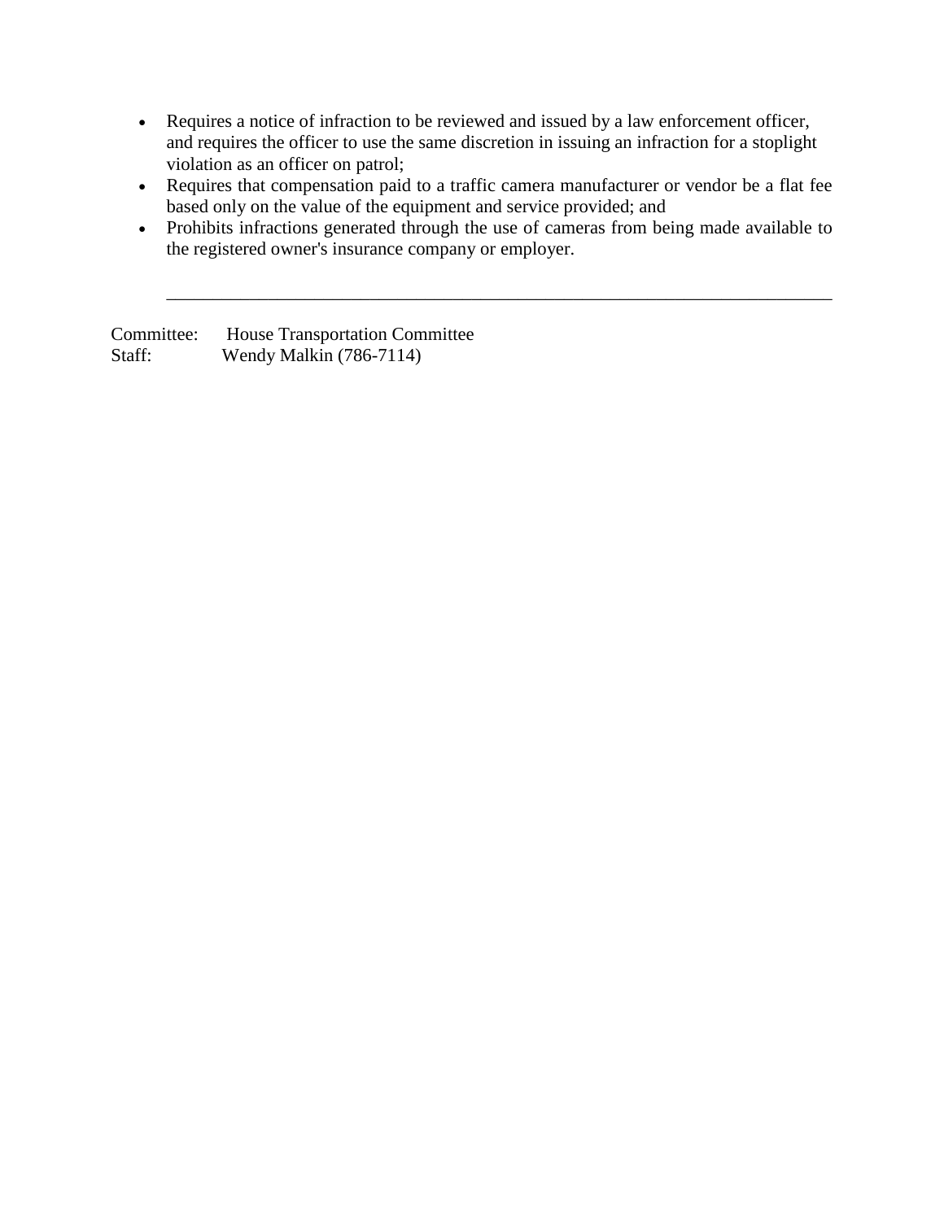- Requires a notice of infraction to be reviewed and issued by a law enforcement officer, and requires the officer to use the same discretion in issuing an infraction for a stoplight violation as an officer on patrol;
- Requires that compensation paid to a traffic camera manufacturer or vendor be a flat fee based only on the value of the equipment and service provided; and
- Prohibits infractions generated through the use of cameras from being made available to the registered owner's insurance company or employer.

---

Committee: House Transportation Committee
Staff: Wendy Malkin (786-7114)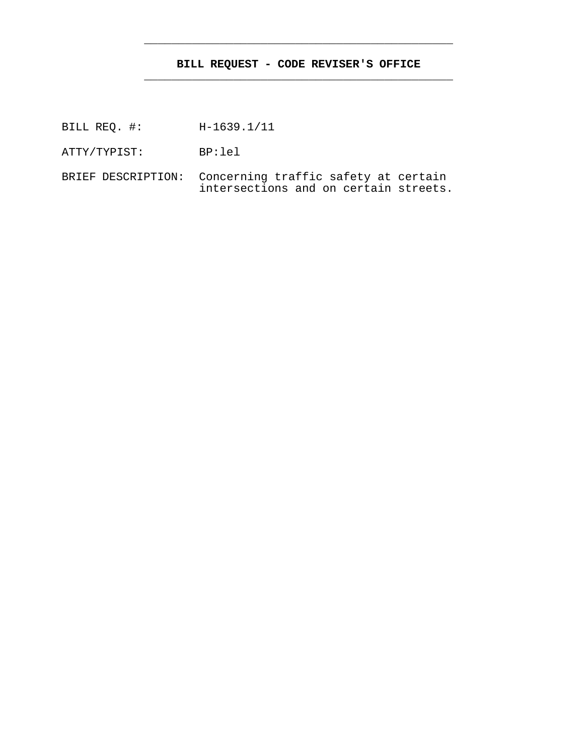## BILL REQUEST - CODE REVISER'S OFFICE

BILL REQ. #: H-1639.1/11

ATTY/TYPIST: BP:lel

BRIEF DESCRIPTION: Concerning traffic safety at certain intersections and on certain streets.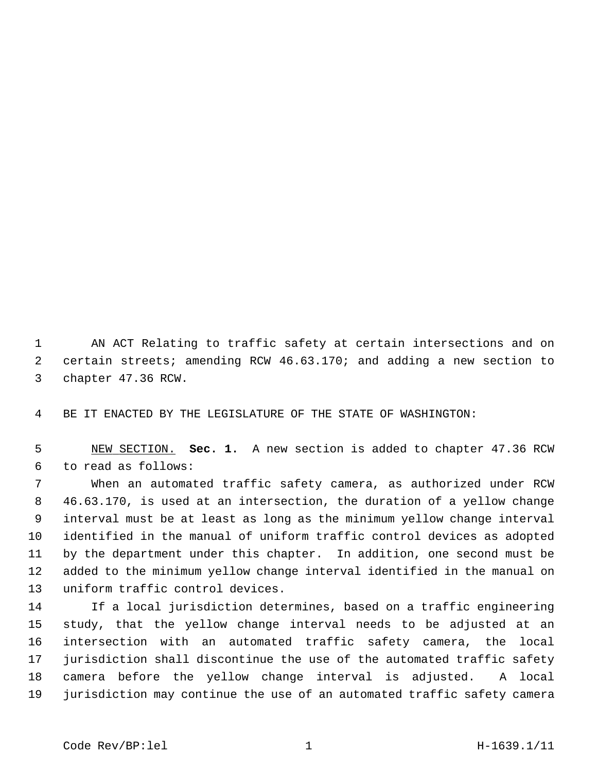AN ACT Relating to traffic safety at certain intersections and on certain streets; amending RCW 46.63.170; and adding a new section to chapter 47.36 RCW.

BE IT ENACTED BY THE LEGISLATURE OF THE STATE OF WASHINGTON:

NEW SECTION. **Sec. 1.** A new section is added to chapter 47.36 RCW to read as follows:

When an automated traffic safety camera, as authorized under RCW 46.63.170, is used at an intersection, the duration of a yellow change interval must be at least as long as the minimum yellow change interval identified in the manual of uniform traffic control devices as adopted by the department under this chapter. In addition, one second must be added to the minimum yellow change interval identified in the manual on uniform traffic control devices.

If a local jurisdiction determines, based on a traffic engineering study, that the yellow change interval needs to be adjusted at an intersection with an automated traffic safety camera, the local jurisdiction shall discontinue the use of the automated traffic safety camera before the yellow change interval is adjusted. A local jurisdiction may continue the use of an automated traffic safety camera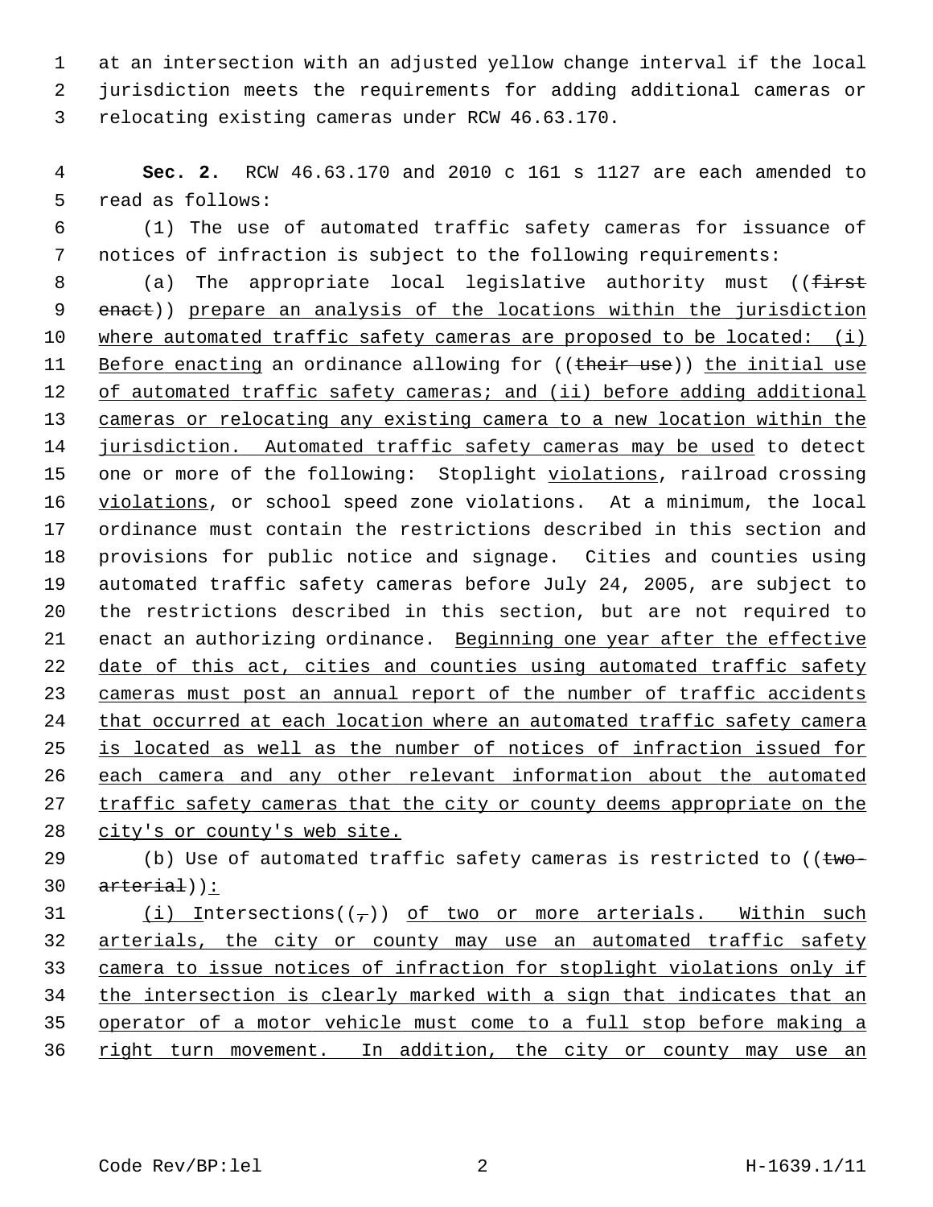at an intersection with an adjusted yellow change interval if the local jurisdiction meets the requirements for adding additional cameras or relocating existing cameras under RCW 46.63.170.

**Sec. 2.** RCW 46.63.170 and 2010 c 161 s 1127 are each amended to read as follows:

(1) The use of automated traffic safety cameras for issuance of notices of infraction is subject to the following requirements:

(a) The appropriate local legislative authority must ((~~first enact~~)) <u>prepare an analysis of the locations within the jurisdiction where automated traffic safety cameras are proposed to be located: (i) Before enacting</u> an ordinance allowing for ((~~their use~~)) <u>the initial use of automated traffic safety cameras; and (ii) before adding additional cameras or relocating any existing camera to a new location within the jurisdiction. Automated traffic safety cameras may be used</u> to detect one or more of the following: Stoplight <u>violations</u>, railroad crossing <u>violations</u>, or school speed zone violations. At a minimum, the local ordinance must contain the restrictions described in this section and provisions for public notice and signage. Cities and counties using automated traffic safety cameras before July 24, 2005, are subject to the restrictions described in this section, but are not required to enact an authorizing ordinance. <u>Beginning one year after the effective date of this act, cities and counties using automated traffic safety cameras must post an annual report of the number of traffic accidents that occurred at each location where an automated traffic safety camera is located as well as the number of notices of infraction issued for each camera and any other relevant information about the automated traffic safety cameras that the city or county deems appropriate on the city's or county's web site.</u>

(b) Use of automated traffic safety cameras is restricted to ((~~two-arterial~~))<u>:</u>

<u>(i)</u> Intersections((~~,~~)) <u>of two or more arterials. Within such arterials, the city or county may use an automated traffic safety camera to issue notices of infraction for stoplight violations only if the intersection is clearly marked with a sign that indicates that an operator of a motor vehicle must come to a full stop before making a right turn movement. In addition, the city or county may use an</u>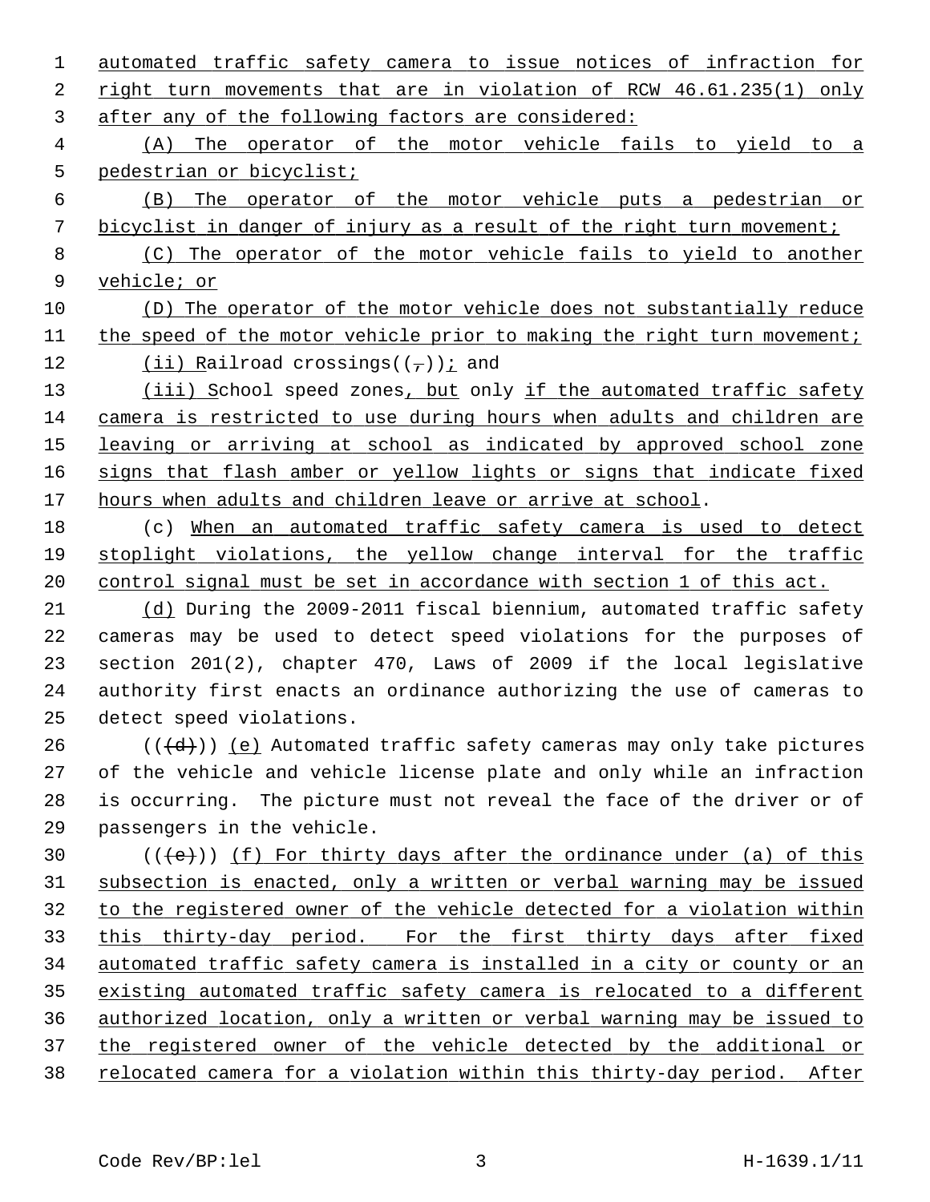automated traffic safety camera to issue notices of infraction for right turn movements that are in violation of RCW 46.61.235(1) only after any of the following factors are considered:

(A) The operator of the motor vehicle fails to yield to a pedestrian or bicyclist;

(B) The operator of the motor vehicle puts a pedestrian or bicyclist in danger of injury as a result of the right turn movement;

(C) The operator of the motor vehicle fails to yield to another vehicle; or

(D) The operator of the motor vehicle does not substantially reduce the speed of the motor vehicle prior to making the right turn movement;

(ii) Railroad crossings((,)); and

(iii) School speed zones, but only if the automated traffic safety camera is restricted to use during hours when adults and children are leaving or arriving at school as indicated by approved school zone signs that flash amber or yellow lights or signs that indicate fixed hours when adults and children leave or arrive at school.

(c) When an automated traffic safety camera is used to detect stoplight violations, the yellow change interval for the traffic control signal must be set in accordance with section 1 of this act.

(d) During the 2009-2011 fiscal biennium, automated traffic safety cameras may be used to detect speed violations for the purposes of section 201(2), chapter 470, Laws of 2009 if the local legislative authority first enacts an ordinance authorizing the use of cameras to detect speed violations.

(((d))) (e) Automated traffic safety cameras may only take pictures of the vehicle and vehicle license plate and only while an infraction is occurring. The picture must not reveal the face of the driver or of passengers in the vehicle.

(((e))) (f) For thirty days after the ordinance under (a) of this subsection is enacted, only a written or verbal warning may be issued to the registered owner of the vehicle detected for a violation within this thirty-day period. For the first thirty days after fixed automated traffic safety camera is installed in a city or county or an existing automated traffic safety camera is relocated to a different authorized location, only a written or verbal warning may be issued to the registered owner of the vehicle detected by the additional or relocated camera for a violation within this thirty-day period. After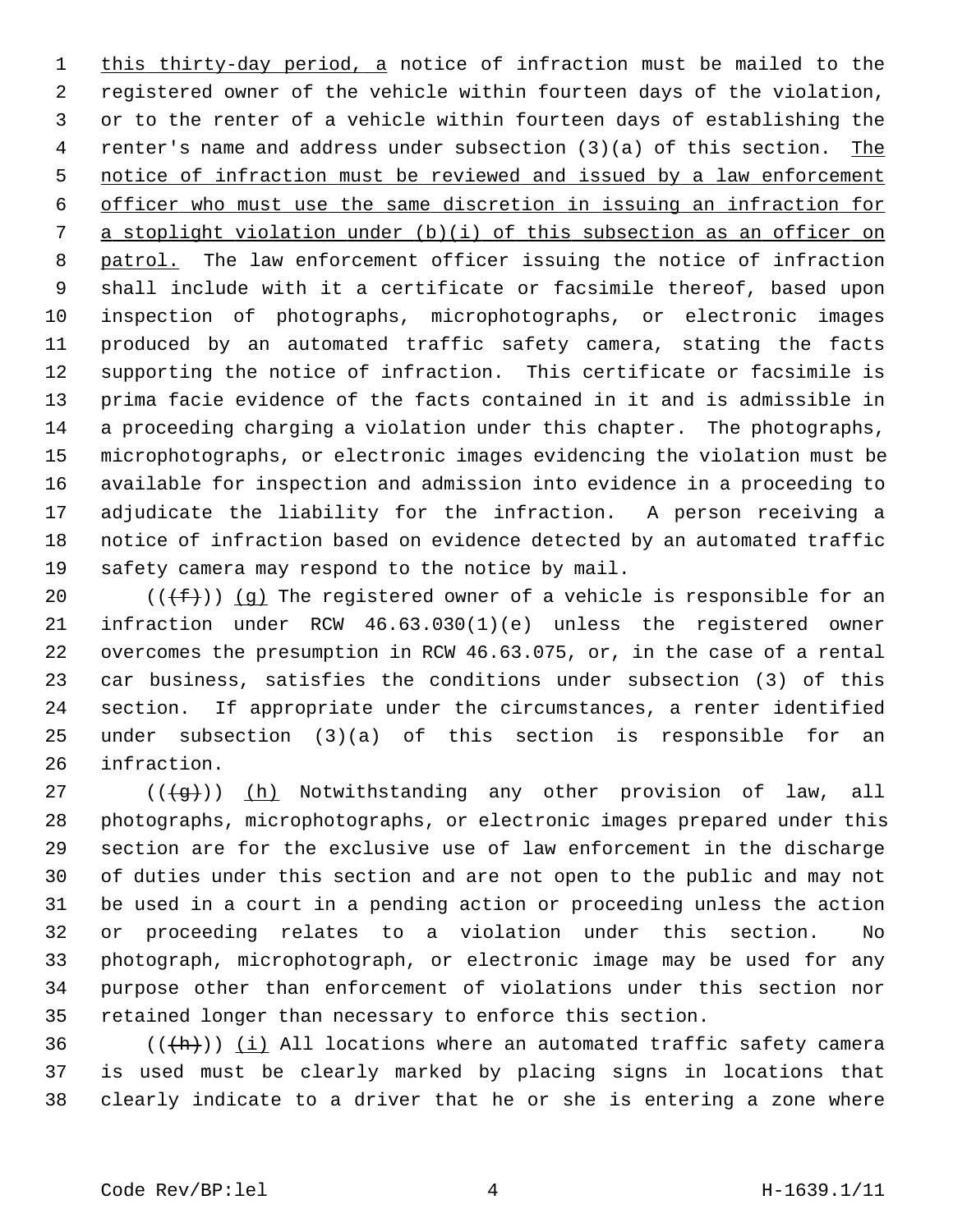this thirty-day period, a notice of infraction must be mailed to the registered owner of the vehicle within fourteen days of the violation, or to the renter of a vehicle within fourteen days of establishing the renter's name and address under subsection (3)(a) of this section. The notice of infraction must be reviewed and issued by a law enforcement officer who must use the same discretion in issuing an infraction for a stoplight violation under (b)(i) of this subsection as an officer on patrol. The law enforcement officer issuing the notice of infraction shall include with it a certificate or facsimile thereof, based upon inspection of photographs, microphotographs, or electronic images produced by an automated traffic safety camera, stating the facts supporting the notice of infraction. This certificate or facsimile is prima facie evidence of the facts contained in it and is admissible in a proceeding charging a violation under this chapter. The photographs, microphotographs, or electronic images evidencing the violation must be available for inspection and admission into evidence in a proceeding to adjudicate the liability for the infraction. A person receiving a notice of infraction based on evidence detected by an automated traffic safety camera may respond to the notice by mail.

(((f))) (g) The registered owner of a vehicle is responsible for an infraction under RCW 46.63.030(1)(e) unless the registered owner overcomes the presumption in RCW 46.63.075, or, in the case of a rental car business, satisfies the conditions under subsection (3) of this section. If appropriate under the circumstances, a renter identified under subsection (3)(a) of this section is responsible for an infraction.

(((g))) (h) Notwithstanding any other provision of law, all photographs, microphotographs, or electronic images prepared under this section are for the exclusive use of law enforcement in the discharge of duties under this section and are not open to the public and may not be used in a court in a pending action or proceeding unless the action or proceeding relates to a violation under this section. No photograph, microphotograph, or electronic image may be used for any purpose other than enforcement of violations under this section nor retained longer than necessary to enforce this section.

(((h))) (i) All locations where an automated traffic safety camera is used must be clearly marked by placing signs in locations that clearly indicate to a driver that he or she is entering a zone where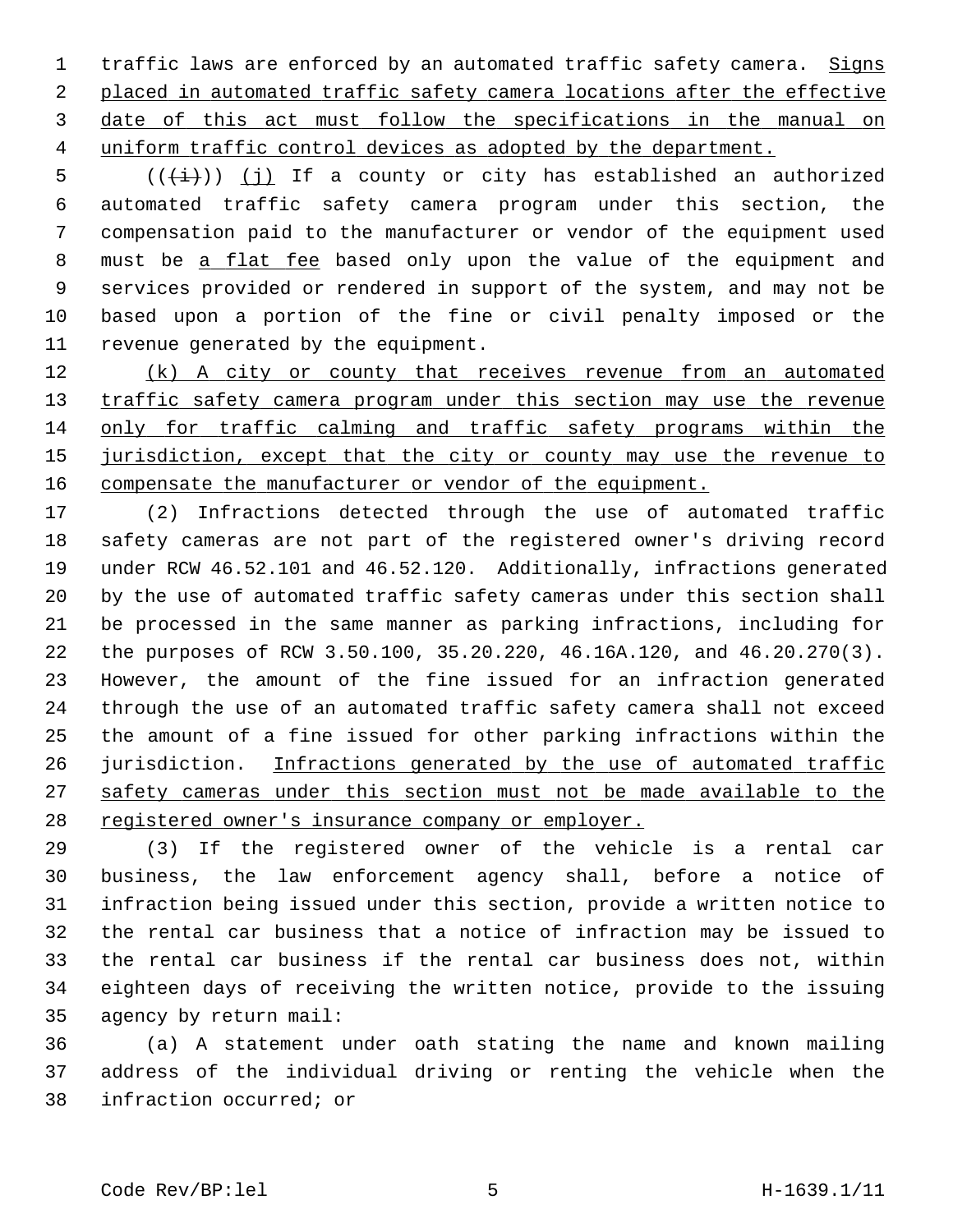traffic laws are enforced by an automated traffic safety camera. <u>Signs placed in automated traffic safety camera locations after the effective date of this act must follow the specifications in the manual on uniform traffic control devices as adopted by the department.</u>

((~~(i)~~)) <u>(j)</u> If a county or city has established an authorized automated traffic safety camera program under this section, the compensation paid to the manufacturer or vendor of the equipment used must be <u>a flat fee</u> based only upon the value of the equipment and services provided or rendered in support of the system, and may not be based upon a portion of the fine or civil penalty imposed or the revenue generated by the equipment.

<u>(k) A city or county that receives revenue from an automated traffic safety camera program under this section may use the revenue only for traffic calming and traffic safety programs within the jurisdiction, except that the city or county may use the revenue to compensate the manufacturer or vendor of the equipment.</u>

(2) Infractions detected through the use of automated traffic safety cameras are not part of the registered owner's driving record under RCW 46.52.101 and 46.52.120. Additionally, infractions generated by the use of automated traffic safety cameras under this section shall be processed in the same manner as parking infractions, including for the purposes of RCW 3.50.100, 35.20.220, 46.16A.120, and 46.20.270(3). However, the amount of the fine issued for an infraction generated through the use of an automated traffic safety camera shall not exceed the amount of a fine issued for other parking infractions within the jurisdiction. <u>Infractions generated by the use of automated traffic safety cameras under this section must not be made available to the registered owner's insurance company or employer.</u>

(3) If the registered owner of the vehicle is a rental car business, the law enforcement agency shall, before a notice of infraction being issued under this section, provide a written notice to the rental car business that a notice of infraction may be issued to the rental car business if the rental car business does not, within eighteen days of receiving the written notice, provide to the issuing agency by return mail:

(a) A statement under oath stating the name and known mailing address of the individual driving or renting the vehicle when the infraction occurred; or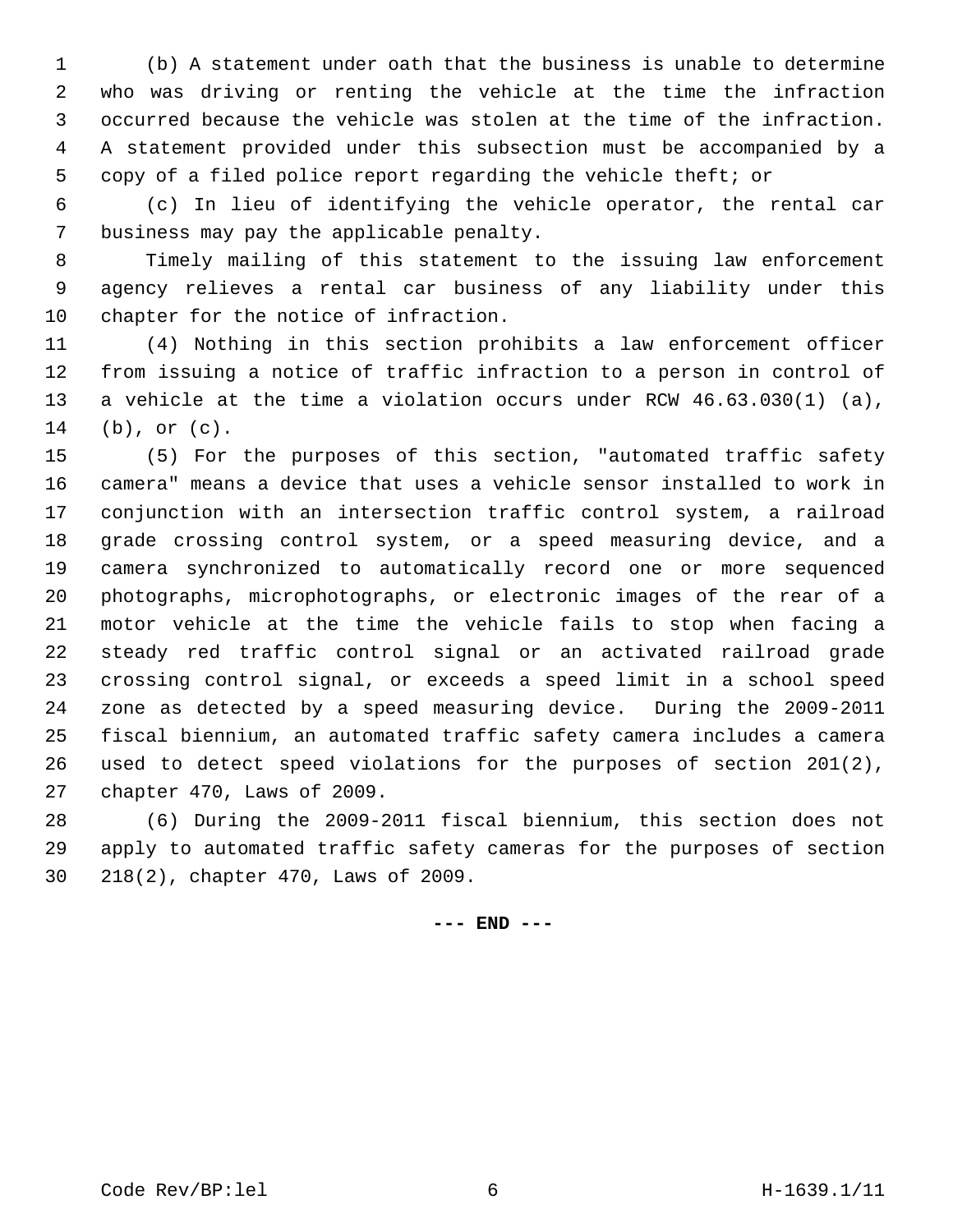(b) A statement under oath that the business is unable to determine who was driving or renting the vehicle at the time the infraction occurred because the vehicle was stolen at the time of the infraction. A statement provided under this subsection must be accompanied by a copy of a filed police report regarding the vehicle theft; or

(c) In lieu of identifying the vehicle operator, the rental car business may pay the applicable penalty.

Timely mailing of this statement to the issuing law enforcement agency relieves a rental car business of any liability under this chapter for the notice of infraction.

(4) Nothing in this section prohibits a law enforcement officer from issuing a notice of traffic infraction to a person in control of a vehicle at the time a violation occurs under RCW 46.63.030(1) (a), (b), or (c).

(5) For the purposes of this section, "automated traffic safety camera" means a device that uses a vehicle sensor installed to work in conjunction with an intersection traffic control system, a railroad grade crossing control system, or a speed measuring device, and a camera synchronized to automatically record one or more sequenced photographs, microphotographs, or electronic images of the rear of a motor vehicle at the time the vehicle fails to stop when facing a steady red traffic control signal or an activated railroad grade crossing control signal, or exceeds a speed limit in a school speed zone as detected by a speed measuring device. During the 2009-2011 fiscal biennium, an automated traffic safety camera includes a camera used to detect speed violations for the purposes of section 201(2), chapter 470, Laws of 2009.

(6) During the 2009-2011 fiscal biennium, this section does not apply to automated traffic safety cameras for the purposes of section 218(2), chapter 470, Laws of 2009.

**--- END ---**